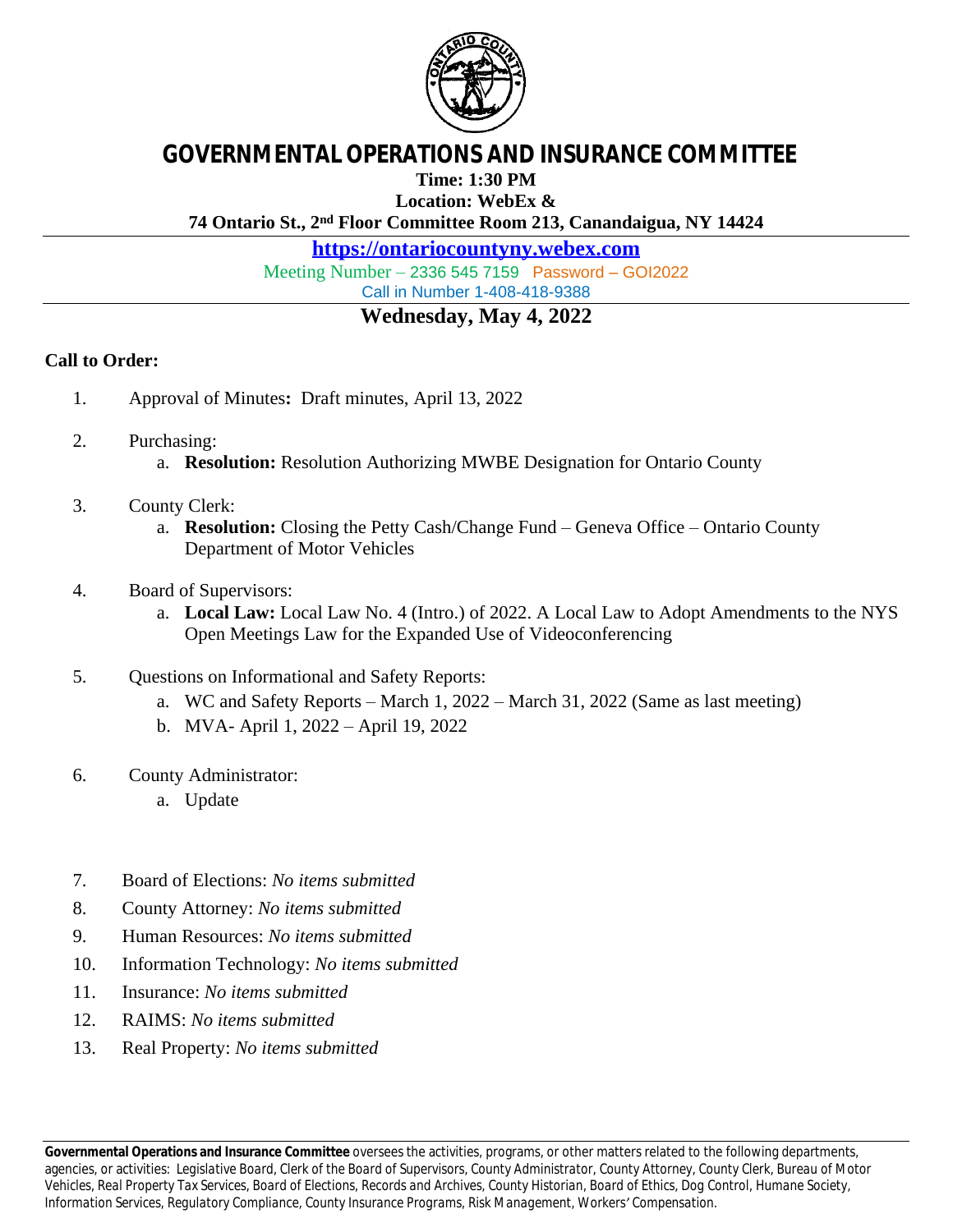# GOVERNMENTAL OPERATIONS AND INSURANCE COMMITTEE

**Time: 1:30 PM**

**Location: WebEx &**

**74 Ontario St., 2nd Floor Committee Room 213, Canandaigua, NY 14424**

**https://ontariocountyny.webex.com**

Meeting Number – 2336 545 7159 Password – GOI2022

Call in Number 1-408-418-9388

## Wednesday, May 4, 2022

**Call to Order:**

1. Approval of Minutes**:** Draft minutes, April 13, 2022

2. Purchasing:
   a. **Resolution:** Resolution Authorizing MWBE Designation for Ontario County

3. County Clerk:
   a. **Resolution:** Closing the Petty Cash/Change Fund – Geneva Office – Ontario County Department of Motor Vehicles

4. Board of Supervisors:
   a. **Local Law:** Local Law No. 4 (Intro.) of 2022. A Local Law to Adopt Amendments to the NYS Open Meetings Law for the Expanded Use of Videoconferencing

5. Questions on Informational and Safety Reports:
   a. WC and Safety Reports – March 1, 2022 – March 31, 2022 (Same as last meeting)
   b. MVA- April 1, 2022 – April 19, 2022

6. County Administrator:
   a. Update

7. Board of Elections: *No items submitted*
8. County Attorney: *No items submitted*
9. Human Resources: *No items submitted*
10. Information Technology: *No items submitted*
11. Insurance: *No items submitted*
12. RAIMS: *No items submitted*
13. Real Property: *No items submitted*

**Governmental Operations and Insurance Committee** oversees the activities, programs, or other matters related to the following departments, agencies, or activities: Legislative Board, Clerk of the Board of Supervisors, County Administrator, County Attorney, County Clerk, Bureau of Motor Vehicles, Real Property Tax Services, Board of Elections, Records and Archives, County Historian, Board of Ethics, Dog Control, Humane Society, Information Services, Regulatory Compliance, County Insurance Programs, Risk Management, Workers' Compensation.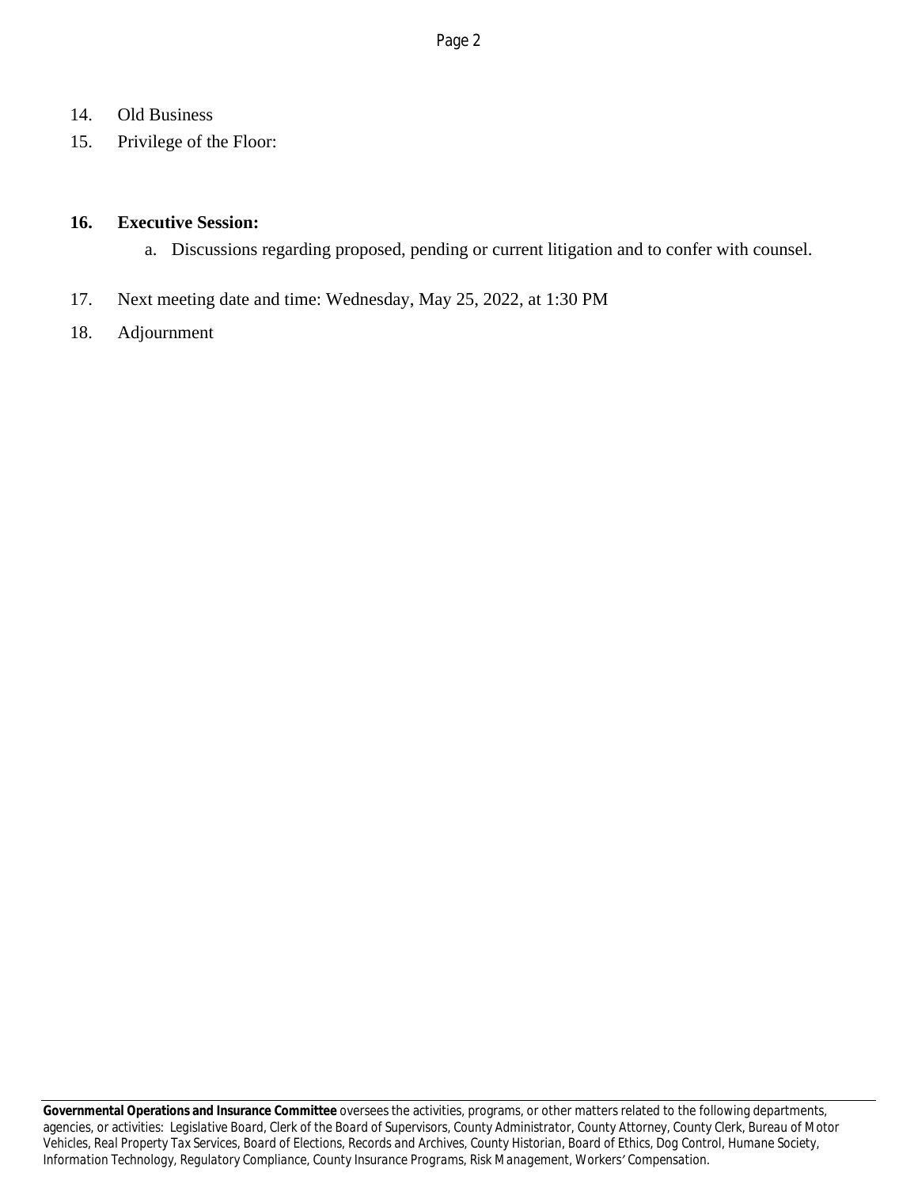14. Old Business
15. Privilege of the Floor:

**16. Executive Session:**

a. Discussions regarding proposed, pending or current litigation and to confer with counsel.

17. Next meeting date and time: Wednesday, May 25, 2022, at 1:30 PM
18. Adjournment

**Governmental Operations and Insurance Committee** oversees the activities, programs, or other matters related to the following departments, agencies, or activities: Legislative Board, Clerk of the Board of Supervisors, County Administrator, County Attorney, County Clerk, Bureau of Motor Vehicles, Real Property Tax Services, Board of Elections, Records and Archives, County Historian, Board of Ethics, Dog Control, Humane Society, Information Technology, Regulatory Compliance, County Insurance Programs, Risk Management, Workers' Compensation.